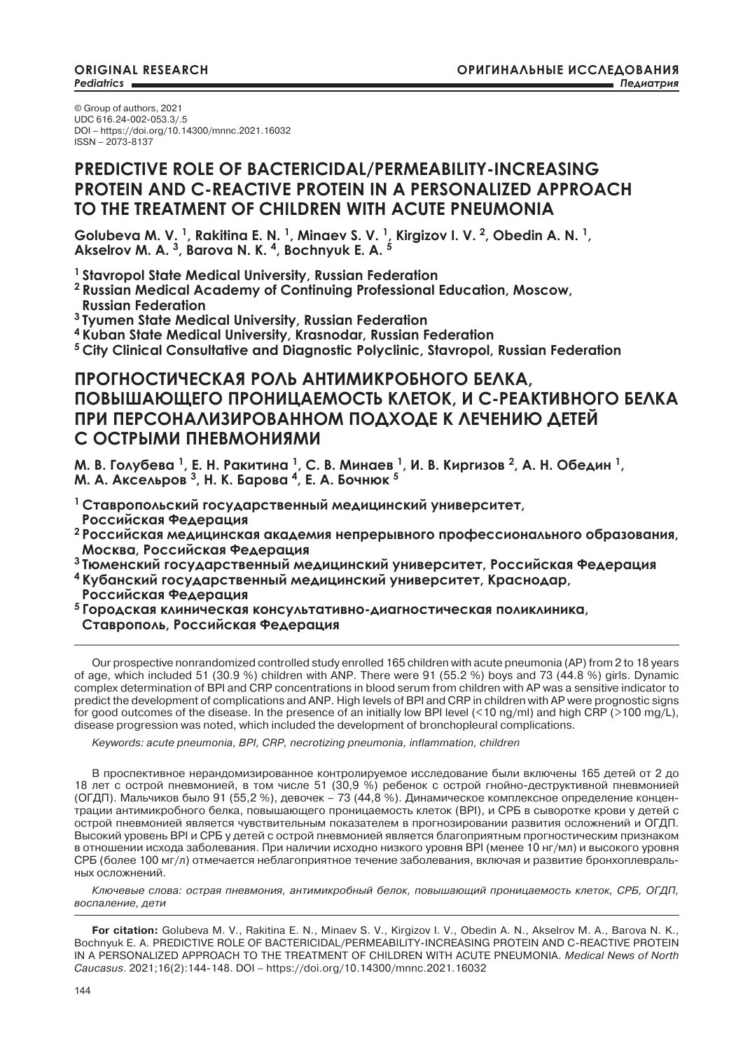© Group of authors, 2021
UDC 616.24-002-053.3/.5
DOI – https://doi.org/10.14300/mnnc.2021.16032
ISSN – 2073-8137

# PREDICTIVE ROLE OF BACTERICIDAL/PERMEABILITY-INCREASING PROTEIN AND C-REACTIVE PROTEIN IN A PERSONALIZED APPROACH TO THE TREATMENT OF CHILDREN WITH ACUTE PNEUMONIA

**Golubeva M. V. [1], Rakitina E. N. [1], Minaev S. V. [1], Kirgizov I. V. [2], Obedin A. N. [1], Akselrov M. A. [3], Barova N. K. [4], Bochnyuk E. A. [5]**

**[1] Stavropol State Medical University, Russian Federation**
**[2] Russian Medical Academy of Continuing Professional Education, Moscow, Russian Federation**
**[3] Tyumen State Medical University, Russian Federation**
**[4] Kuban State Medical University, Krasnodar, Russian Federation**
**[5] City Clinical Consultative and Diagnostic Polyclinic, Stavropol, Russian Federation**

# ПРОГНОСТИЧЕСКАЯ РОЛЬ АНТИМИКРОБНОГО БЕЛКА, ПОВЫШАЮЩЕГО ПРОНИЦАЕМОСТЬ КЛЕТОК, И С-РЕАКТИВНОГО БЕЛКА ПРИ ПЕРСОНАЛИЗИРОВАННОМ ПОДХОДЕ К ЛЕЧЕНИЮ ДЕТЕЙ С ОСТРЫМИ ПНЕВМОНИЯМИ

**М. В. Голубева [1], Е. Н. Ракитина [1], С. В. Минаев [1], И. В. Киргизов [2], А. Н. Обедин [1], М. А. Аксельров [3], Н. К. Барова [4], Е. А. Бочнюк [5]**

**[1] Ставропольский государственный медицинский университет, Российская Федерация**
**[2] Российская медицинская академия непрерывного профессионального образования, Москва, Российская Федерация**
**[3] Тюменский государственный медицинский университет, Российская Федерация**
**[4] Кубанский государственный медицинский университет, Краснодар, Российская Федерация**
**[5] Городская клиническая консультативно-диагностическая поликлиника, Ставрополь, Российская Федерация**

Our prospective nonrandomized controlled study enrolled 165 children with acute pneumonia (AP) from 2 to 18 years of age, which included 51 (30.9 %) children with ANP. There were 91 (55.2 %) boys and 73 (44.8 %) girls. Dynamic complex determination of BPI and CRP concentrations in blood serum from children with AP was a sensitive indicator to predict the development of complications and ANP. High levels of BPI and CRP in children with AP were prognostic signs for good outcomes of the disease. In the presence of an initially low BPI level (<10 ng/ml) and high CRP (>100 mg/L), disease progression was noted, which included the development of bronchopleural complications.

*Keywords: acute pneumonia, BPI, CRP, necrotizing pneumonia, inflammation, children*

В проспективное нерандомизированное контролируемое исследование были включены 165 детей от 2 до 18 лет с острой пневмонией, в том числе 51 (30,9 %) ребенок с острой гнойно-деструктивной пневмонией (ОГДП). Мальчиков было 91 (55,2 %), девочек – 73 (44,8 %). Динамическое комплексное определение концентрации антимикробного белка, повышающего проницаемость клеток (BPI), и СРБ в сыворотке крови у детей с острой пневмонией является чувствительным показателем в прогнозировании развития осложнений и ОГДП. Высокий уровень BPI и СРБ у детей с острой пневмонией является благоприятным прогностическим признаком в отношении исхода заболевания. При наличии исходно низкого уровня BPI (менее 10 нг/мл) и высокого уровня СРБ (более 100 мг/л) отмечается неблагоприятное течение заболевания, включая и развитие бронхоплевральных осложнений.

*Ключевые слова: острая пневмония, антимикробный белок, повышающий проницаемость клеток, СРБ, ОГДП, воспаление, дети*

**For citation:** Golubeva M. V., Rakitina E. N., Minaev S. V., Kirgizov I. V., Obedin A. N., Akselrov M. A., Barova N. K., Bochnyuk E. A. PREDICTIVE ROLE OF BACTERICIDAL/PERMEABILITY-INCREASING PROTEIN AND C-REACTIVE PROTEIN IN A PERSONALIZED APPROACH TO THE TREATMENT OF CHILDREN WITH ACUTE PNEUMONIA. *Medical News of North Caucasus*. 2021;16(2):144-148. DOI – https://doi.org/10.14300/mnnc.2021.16032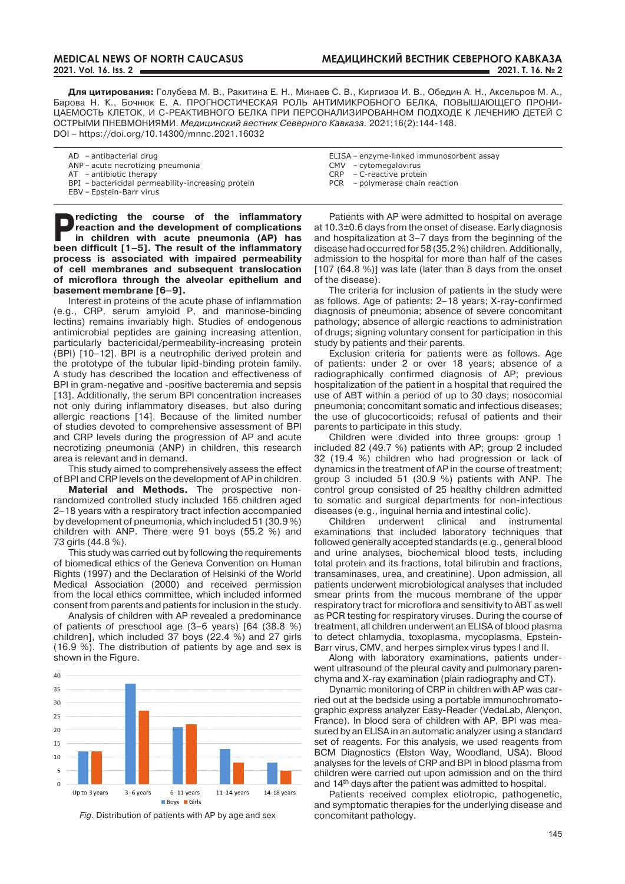**Для цитирования:** Голубева М. В., Ракитина Е. Н., Минаев С. В., Киргизов И. В., Обедин А. Н., Аксельров М. А., Барова Н. К., Бочнюк Е. А. ПРОГНОСТИЧЕСКАЯ РОЛЬ АНТИМИКРОБНОГО БЕЛКА, ПОВЫШАЮЩЕГО ПРОНИЦАЕМОСТЬ КЛЕТОК, И С-РЕАКТИВНОГО БЕЛКА ПРИ ПЕРСОНАЛИЗИРОВАННОМ ПОДХОДЕ К ЛЕЧЕНИЮ ДЕТЕЙ С ОСТРЫМИ ПНЕВМОНИЯМИ. *Медицинский вестник Северного Кавказа.* 2021;16(2):144-148. DOI – https://doi.org/10.14300/mnnc.2021.16032

AD – antibacterial drug
ANP – acute necrotizing pneumonia
AT – antibiotic therapy
BPI – bactericidal permeability-increasing protein
EBV – Epstein-Barr virus
ELISA – enzyme-linked immunosorbent assay
CMV – cytomegalovirus
CRP – C-reactive protein
PCR – polymerase chain reaction

**Predicting the course of the inflammatory reaction and the development of complications in children with acute pneumonia (AP) has been difficult [1–5]. The result of the inflammatory process is associated with impaired permeability of cell membranes and subsequent translocation of microflora through the alveolar epithelium and basement membrane [6–9].**

Interest in proteins of the acute phase of inflammation (e.g., CRP, serum amyloid P, and mannose-binding lectins) remains invariably high. Studies of endogenous antimicrobial peptides are gaining increasing attention, particularly bactericidal/permeability-increasing protein (BPI) [10–12]. BPI is a neutrophilic derived protein and the prototype of the tubular lipid-binding protein family. A study has described the location and effectiveness of BPI in gram-negative and -positive bacteremia and sepsis [13]. Additionally, the serum BPI concentration increases not only during inflammatory diseases, but also during allergic reactions [14]. Because of the limited number of studies devoted to comprehensive assessment of BPI and CRP levels during the progression of AP and acute necrotizing pneumonia (ANP) in children, this research area is relevant and in demand.

This study aimed to comprehensively assess the effect of BPI and CRP levels on the development of AP in children.

**Material and Methods.** The prospective non-randomized controlled study included 165 children aged 2–18 years with a respiratory tract infection accompanied by development of pneumonia, which included 51 (30.9 %) children with ANP. There were 91 boys (55.2 %) and 73 girls (44.8 %).

This study was carried out by following the requirements of biomedical ethics of the Geneva Convention on Human Rights (1997) and the Declaration of Helsinki of the World Medical Association (2000) and received permission from the local ethics committee, which included informed consent from parents and patients for inclusion in the study.

Analysis of children with AP revealed a predominance of patients of preschool age (3–6 years) [64 (38.8 %) children], which included 37 boys (22.4 %) and 27 girls (16.9 %). The distribution of patients by age and sex is shown in the Figure.

*Fig.* Distribution of patients with AP by age and sex

Patients with AP were admitted to hospital on average at 10.3±0.6 days from the onset of disease. Early diagnosis and hospitalization at 3–7 days from the beginning of the disease had occurred for 58 (35.2 %) children. Additionally, admission to the hospital for more than half of the cases [107 (64.8 %)] was late (later than 8 days from the onset of the disease).

The criteria for inclusion of patients in the study were as follows. Age of patients: 2–18 years; X-ray-confirmed diagnosis of pneumonia; absence of severe concomitant pathology; absence of allergic reactions to administration of drugs; signing voluntary consent for participation in this study by patients and their parents.

Exclusion criteria for patients were as follows. Age of patients: under 2 or over 18 years; absence of a radiographically confirmed diagnosis of AP; previous hospitalization of the patient in a hospital that required the use of ABT within a period of up to 30 days; nosocomial pneumonia; concomitant somatic and infectious diseases; the use of glucocorticoids; refusal of patients and their parents to participate in this study.

Children were divided into three groups: group 1 included 82 (49.7 %) patients with AP; group 2 included 32 (19.4 %) children who had progression or lack of dynamics in the treatment of AP in the course of treatment; group 3 included 51 (30.9 %) patients with ANP. The control group consisted of 25 healthy children admitted to somatic and surgical departments for non-infectious diseases (e.g., inguinal hernia and intestinal colic).

Children underwent clinical and instrumental examinations that included laboratory techniques that followed generally accepted standards (e.g., general blood and urine analyses, biochemical blood tests, including total protein and its fractions, total bilirubin and fractions, transaminases, urea, and creatinine). Upon admission, all patients underwent microbiological analyses that included smear prints from the mucous membrane of the upper respiratory tract for microflora and sensitivity to ABT as well as PCR testing for respiratory viruses. During the course of treatment, all children underwent an ELISA of blood plasma to detect chlamydia, toxoplasma, mycoplasma, Epstein-Barr virus, CMV, and herpes simplex virus types I and II.

Along with laboratory examinations, patients underwent ultrasound of the pleural cavity and pulmonary parenchyma and X-ray examination (plain radiography and CT).

Dynamic monitoring of CRP in children with AP was carried out at the bedside using a portable immunochromatographic express analyzer Easy-Reader (VedaLab, Alençon, France). In blood sera of children with AP, BPI was measured by an ELISA in an automatic analyzer using a standard set of reagents. For this analysis, we used reagents from BCM Diagnostics (Elston Way, Woodland, USA). Blood analyses for the levels of CRP and BPI in blood plasma from children were carried out upon admission and on the third and 14th days after the patient was admitted to hospital.

Patients received complex etiotropic, pathogenetic, and symptomatic therapies for the underlying disease and concomitant pathology.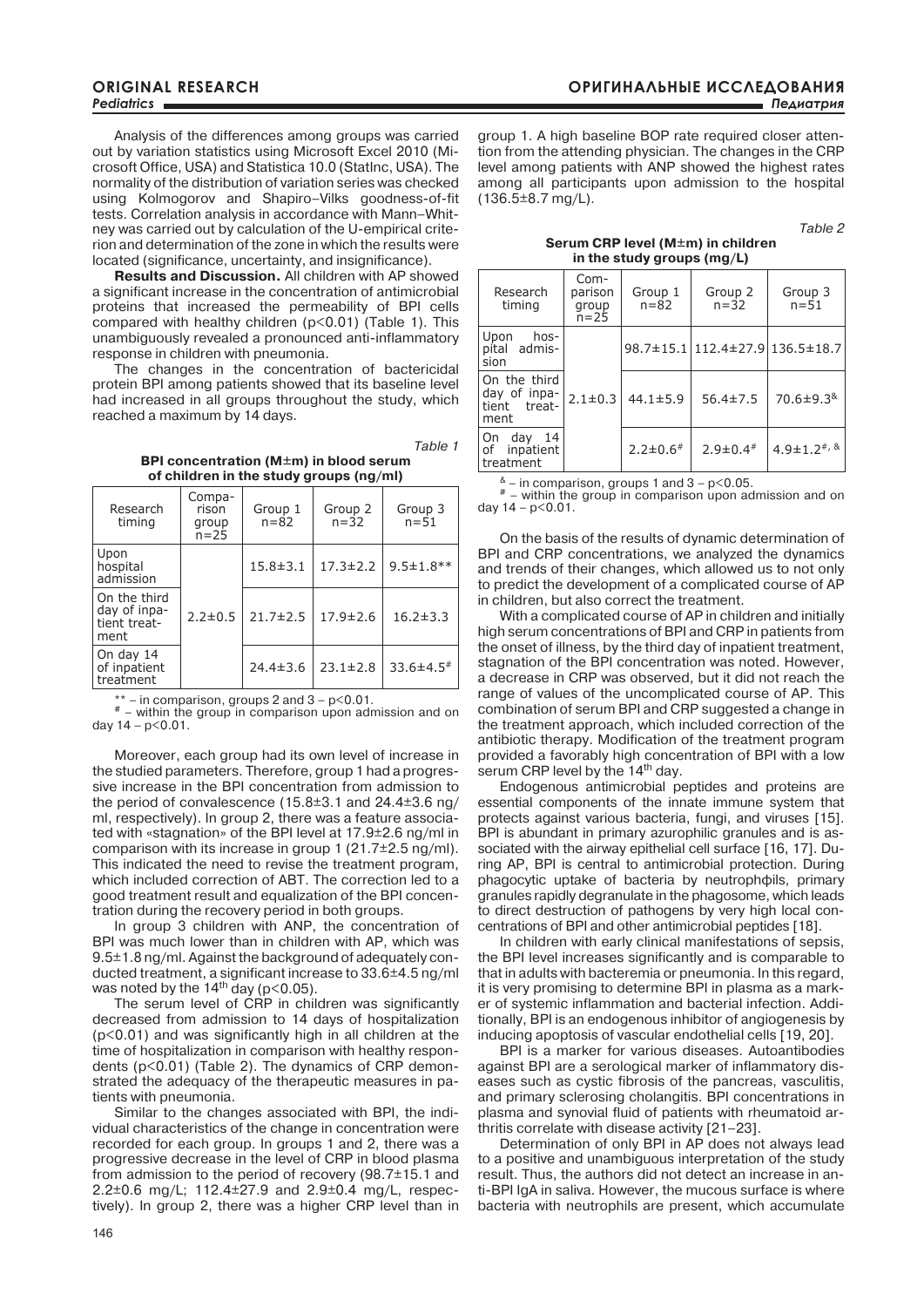Analysis of the differences among groups was carried out by variation statistics using Microsoft Excel 2010 (Microsoft Office, USA) and Statistica 10.0 (StatInc, USA). The normality of the distribution of variation series was checked using Kolmogorov and Shapiro–Vilks goodness-of-fit tests. Correlation analysis in accordance with Mann–Whitney was carried out by calculation of the U-empirical criterion and determination of the zone in which the results were located (significance, uncertainty, and insignificance).

**Results and Discussion.** All children with AP showed a significant increase in the concentration of antimicrobial proteins that increased the permeability of BPI cells compared with healthy children ($p<0.01$) (Table 1). This unambiguously revealed a pronounced anti-inflammatory response in children with pneumonia.

The changes in the concentration of bactericidal protein BPI among patients showed that its baseline level had increased in all groups throughout the study, which reached a maximum by 14 days.

*Table 1*

**BPI concentration (M±m) in blood serum of children in the study groups (ng/ml)**

| Research timing | Comparison group n=25 | Group 1 n=82 | Group 2 n=32 | Group 3 n=51 |
|---|---|---|---|---|
| Upon hospital admission | 2.2±0.5 | 15.8±3.1 | 17.3±2.2 | 9.5±1.8** |
| On the third day of inpatient treatment | | 21.7±2.5 | 17.9±2.6 | 16.2±3.3 |
| On day 14 of inpatient treatment | | 24.4±3.6 | 23.1±2.8 | 33.6±4.5# |

** – in comparison, groups 2 and 3 – $p<0.01$.
# – within the group in comparison upon admission and on day 14 – $p<0.01$.

Moreover, each group had its own level of increase in the studied parameters. Therefore, group 1 had a progressive increase in the BPI concentration from admission to the period of convalescence (15.8±3.1 and 24.4±3.6 ng/ml, respectively). In group 2, there was a feature associated with «stagnation» of the BPI level at 17.9±2.6 ng/ml in comparison with its increase in group 1 (21.7±2.5 ng/ml). This indicated the need to revise the treatment program, which included correction of ABT. The correction led to a good treatment result and equalization of the BPI concentration during the recovery period in both groups.

In group 3 children with ANP, the concentration of BPI was much lower than in children with AP, which was 9.5±1.8 ng/ml. Against the background of adequately conducted treatment, a significant increase to 33.6±4.5 ng/ml was noted by the 14th day ($p<0.05$).

The serum level of CRP in children was significantly decreased from admission to 14 days of hospitalization ($p<0.01$) and was significantly high in all children at the time of hospitalization in comparison with healthy respondents ($p<0.01$) (Table 2). The dynamics of CRP demonstrated the adequacy of the therapeutic measures in patients with pneumonia.

Similar to the changes associated with BPI, the individual characteristics of the change in concentration were recorded for each group. In groups 1 and 2, there was a progressive decrease in the level of CRP in blood plasma from admission to the period of recovery (98.7±15.1 and 2.2±0.6 mg/L; 112.4±27.9 and 2.9±0.4 mg/L, respectively). In group 2, there was a higher CRP level than in group 1. A high baseline BOP rate required closer attention from the attending physician. The changes in the CRP level among patients with ANP showed the highest rates among all participants upon admission to the hospital (136.5±8.7 mg/L).

*Table 2*

**Serum CRP level (M±m) in children in the study groups (mg/L)**

| Research timing | Comparison group n=25 | Group 1 n=82 | Group 2 n=32 | Group 3 n=51 |
|---|---|---|---|---|
| Upon hospital admission | 2.1±0.3 | 98.7±15.1 | 112.4±27.9 | 136.5±18.7 |
| On the third day of inpatient treatment | | 44.1±5.9 | 56.4±7.5 | 70.6±9.3& |
| On day 14 of inpatient treatment | | 2.2±0.6# | 2.9±0.4# | 4.9±1.2#, & |

& – in comparison, groups 1 and 3 – $p<0.05$.
# – within the group in comparison upon admission and on day 14 – $p<0.01$.

On the basis of the results of dynamic determination of BPI and CRP concentrations, we analyzed the dynamics and trends of their changes, which allowed us to not only to predict the development of a complicated course of AP in children, but also correct the treatment.

With a complicated course of AP in children and initially high serum concentrations of BPI and CRP in patients from the onset of illness, by the third day of inpatient treatment, stagnation of the BPI concentration was noted. However, a decrease in CRP was observed, but it did not reach the range of values of the uncomplicated course of AP. This combination of serum BPI and CRP suggested a change in the treatment approach, which included correction of the antibiotic therapy. Modification of the treatment program provided a favorably high concentration of BPI with a low serum CRP level by the 14th day.

Endogenous antimicrobial peptides and proteins are essential components of the innate immune system that protects against various bacteria, fungi, and viruses [15]. BPI is abundant in primary azurophilic granules and is associated with the airway epithelial cell surface [16, 17]. During AP, BPI is central to antimicrobial protection. During phagocytic uptake of bacteria by neutrophфils, primary granules rapidly degranulate in the phagosome, which leads to direct destruction of pathogens by very high local concentrations of BPI and other antimicrobial peptides [18].

In children with early clinical manifestations of sepsis, the BPI level increases significantly and is comparable to that in adults with bacteremia or pneumonia. In this regard, it is very promising to determine BPI in plasma as a marker of systemic inflammation and bacterial infection. Additionally, BPI is an endogenous inhibitor of angiogenesis by inducing apoptosis of vascular endothelial cells [19, 20].

BPI is a marker for various diseases. Autoantibodies against BPI are a serological marker of inflammatory diseases such as cystic fibrosis of the pancreas, vasculitis, and primary sclerosing cholangitis. BPI concentrations in plasma and synovial fluid of patients with rheumatoid arthritis correlate with disease activity [21–23].

Determination of only BPI in AP does not always lead to a positive and unambiguous interpretation of the study result. Thus, the authors did not detect an increase in anti-BPI IgA in saliva. However, the mucous surface is where bacteria with neutrophils are present, which accumulate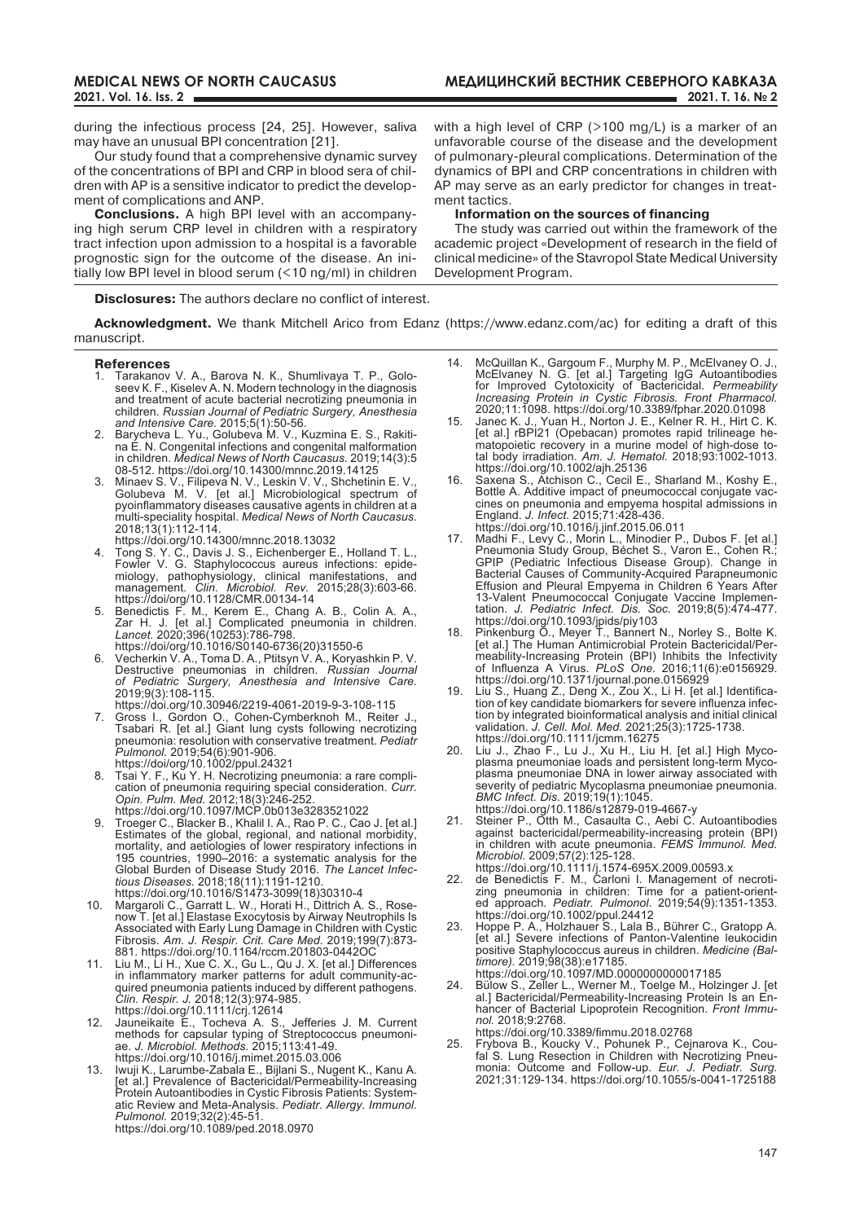during the infectious process [24, 25]. However, saliva may have an unusual BPI concentration [21].

Our study found that a comprehensive dynamic survey of the concentrations of BPI and CRP in blood sera of children with AP is a sensitive indicator to predict the development of complications and ANP.

**Conclusions.** A high BPI level with an accompanying high serum CRP level in children with a respiratory tract infection upon admission to a hospital is a favorable prognostic sign for the outcome of the disease. An initially low BPI level in blood serum (<10 ng/ml) in children with a high level of CRP (>100 mg/L) is a marker of an unfavorable course of the disease and the development of pulmonary-pleural complications. Determination of the dynamics of BPI and CRP concentrations in children with AP may serve as an early predictor for changes in treatment tactics.

**Information on the sources of financing**

The study was carried out within the framework of the academic project «Development of research in the field of clinical medicine» of the Stavropol State Medical University Development Program.

**Disclosures:** The authors declare no conflict of interest.

**Acknowledgment.** We thank Mitchell Arico from Edanz (https://www.edanz.com/ac) for editing a draft of this manuscript.

## References

1. Tarakanov V. A., Barova N. K., Shumlivaya T. P., Goloseev K. F., Kiselev A. N. Modern technology in the diagnosis and treatment of acute bacterial necrotizing pneumonia in children. *Russian Journal of Pediatric Surgery, Anesthesia and Intensive Care.* 2015;5(1):50-56.
2. Barycheva L. Yu., Golubeva M. V., Kuzmina E. S., Rakitina E. N. Congenital infections and congenital malformation in children. *Medical News of North Caucasus* 2019;14(3):508-512. https://doi.org/10.14300/mnnc.2019.14125
3. Minaev S. V., Filipeva N. V., Leskin V. V., Shchetinin E. V., Golubeva M. V. [et al.] Microbiological spectrum of pyoinflammatory diseases causative agents in children at a multi-speciality hospital. *Medical News of North Caucasus.* 2018;13(1):112-114. https://doi.org/10.14300/mnnc.2018.13032
4. Tong S. Y. C., Davis J. S., Eichenberger E., Holland T. L., Fowler V. G. Staphylococcus aureus infections: epidemiology, pathophysiology, clinical manifestations, and management. *Clin. Microbiol. Rev.* 2015;28(3):603-66. https://doi/org/10.1128/CMR.00134-14
5. Benedictis F. M., Kerem E., Chang A. B., Colin A. A., Zar H. J. [et al.] Complicated pneumonia in children. *Lancet.* 2020;396(10253):786-798. https://doi/org/10.1016/S0140-6736(20)31550-6
6. Vecherkin V. A., Toma D. A., Ptitsyn V. A., Koryashkin P. V. Destructive pneumonias in children. *Russian Journal of Pediatric Surgery, Anesthesia and Intensive Care.* 2019;9(3):108-115. https://doi/org/10.30946/2219-4061-2019-9-3-108-115
7. Gross I., Gordon O., Cohen-Cymberknoh M., Reiter J., Tsabari R. [et al.] Giant lung cysts following necrotizing pneumonia: resolution with conservative treatment. *Pediatr Pulmonol.* 2019;54(6):901-906. https://doi/org/10.1002/ppul.24321
8. Tsai Y. F., Ku Y. H. Necrotizing pneumonia: a rare complication of pneumonia requiring special consideration. *Curr. Opin. Pulm. Med.* 2012;18(3):246-252. https://doi.org/10.1097/MCP.0b013e3283521022
9. Troeger C., Blacker B., Khalil I. A., Rao P. C., Cao J. [et al.] Estimates of the global, regional, and national morbidity, mortality, and aetiologies of lower respiratory infections in 195 countries, 1990–2016: a systematic analysis for the Global Burden of Disease Study 2016. *The Lancet Infectious Diseases.* 2018;18(11):1191-1210. https://doi.org/10.1016/S1473-3099(18)30310-4
10. Margaroli C., Garratt L. W., Horati H., Dittrich A. S., Rosenow T. [et al.] Elastase Exocytosis by Airway Neutrophils Is Associated with Early Lung Damage in Children with Cystic Fibrosis. *Am. J. Respir. Crit. Care Med.* 2019;199(7):873-881. https://doi.org/10.1164/rccm.201803-0442OC
11. Liu M., Li H., Xue C. X., Gu L., Qu J. X. [et al.] Differences in inflammatory marker patterns for adult community-acquired pneumonia patients induced by different pathogens. *Clin. Respir. J.* 2018;12(3):974-985. https://doi.org/10.1111/crj.12614
12. Jauneikaite E., Tocheva A. S., Jefferies J. M. Current methods for capsular typing of Streptococcus pneumoniae. *J. Microbiol. Methods.* 2015;113:41-49. https://doi.org/10.1016/j.mimet.2015.03.006
13. Iwuji K., Larumbe-Zabala E., Bijlani S., Nugent K., Kanu A. [et al.] Prevalence of Bactericidal/Permeability-Increasing Protein Autoantibodies in Cystic Fibrosis Patients: Systematic Review and Meta-Analysis. *Pediatr. Allergy. Immunol. Pulmonol.* 2019;32(2):45-51. https://doi.org/10.1089/ped.2018.0970
14. McQuillan K., Gargoum F., Murphy M. P., McElvaney O. J., McElvaney N. G. [et al.] Targeting IgG Autoantibodies for Improved Cytotoxicity of Bactericidal. *Permeability Increasing Protein in Cystic Fibrosis. Front Pharmacol.* 2020;11:1098. https://doi.org/10.3389/fphar.2020.01098
15. Janec K. J., Yuan H., Norton J. E., Kelner R. H., Hirt C. K. [et al.] rBPI21 (Opebacan) promotes rapid trilineage hematopoietic recovery in a murine model of high-dose total body irradiation. *Am. J. Hematol.* 2018;93:1002-1013. https://doi.org/10.1002/ajh.25136
16. Saxena S., Atchison C., Cecil E., Sharland M., Koshy E., Bottle A. Additive impact of pneumococcal conjugate vaccines on pneumonia and empyema hospital admissions in England. *J. Infect.* 2015;71:428-436. https://doi.org/10.1016/j.jinf.2015.06.011
17. Madhi F., Levy C., Morin L., Minodier P., Dubos F. [et al.] Pneumonia Study Group, Béchet S., Varon E., Cohen R.; GPIP (Pediatric Infectious Disease Group). Change in Bacterial Causes of Community-Acquired Parapneumonic Effusion and Pleural Empyema in Children 6 Years After 13-Valent Pneumococcal Conjugate Vaccine Implementation. *J. Pediatric Infect. Dis. Soc.* 2019;8(5):474-477. https://doi.org/10.1093/jpids/piy103
18. Pinkenburg O., Meyer T., Bannert N., Norley S., Bolte K. [et al.] The Human Antimicrobial Protein Bactericidal/Permeability-Increasing Protein (BPI) Inhibits the Infectivity of Influenza A Virus. *PLoS One.* 2016;11(6):e0156929. https://doi.org/10.1371/journal.pone.0156929
19. Liu S., Huang Z., Deng X., Zou X., Li H. [et al.] Identification of key candidate biomarkers for severe influenza infection by integrated bioinformatical analysis and initial clinical validation. *J. Cell. Mol. Med.* 2021;25(3):1725-1738. https://doi.org/10.1111/jcmm.16275
20. Liu J., Zhao F., Lu J., Xu H., Liu H. [et al.] High Mycoplasma pneumoniae loads and persistent long-term Mycoplasma pneumoniae DNA in lower airway associated with severity of pediatric Mycoplasma pneumoniae pneumonia. *BMC Infect. Dis.* 2019;19(1):1045. https://doi.org/10.1186/s12879-019-4667-y
21. Steiner P., Otth M., Casaulta C., Aebi C. Autoantibodies against bactericidal/permeability-increasing protein (BPI) in children with acute pneumonia. *FEMS Immunol. Med. Microbiol.* 2009;57(2):125-128. https://doi.org/10.1111/j.1574-695X.2009.00593.x
22. de Benedictis F. M., Carloni I. Management of necrotizing pneumonia in children: Time for a patient-oriented approach. *Pediatr. Pulmonol.* 2019;54(9):1351-1353. https://doi.org/10.1002/ppul.24412
23. Hoppe P. A., Holzhauer S., Lala B., Bührer C., Gratopp A. [et al.] Severe infections of Panton-Valentine leukocidin positive Staphylococcus aureus in children. *Medicine (Baltimore).* 2019;98(38):e17185. https://doi.org/10.1097/MD.0000000000017185
24. Bülow S., Zeller L., Werner M., Toelge M., Holzinger J. [et al.] Bactericidal/Permeability-Increasing Protein Is an Enhancer of Bacterial Lipoprotein Recognition. *Front Immunol.* 2018;9:2768. https://doi.org/10.3389/fimmu.2018.02768
25. Frybova B., Koucky V., Pohunek P., Cejnarova K., Coufal S. Lung Resection in Children with Necrotizing Pneumonia: Outcome and Follow-up. *Eur. J. Pediatr. Surg.* 2021;31:129-134. https://doi.org/10.1055/s-0041-1725188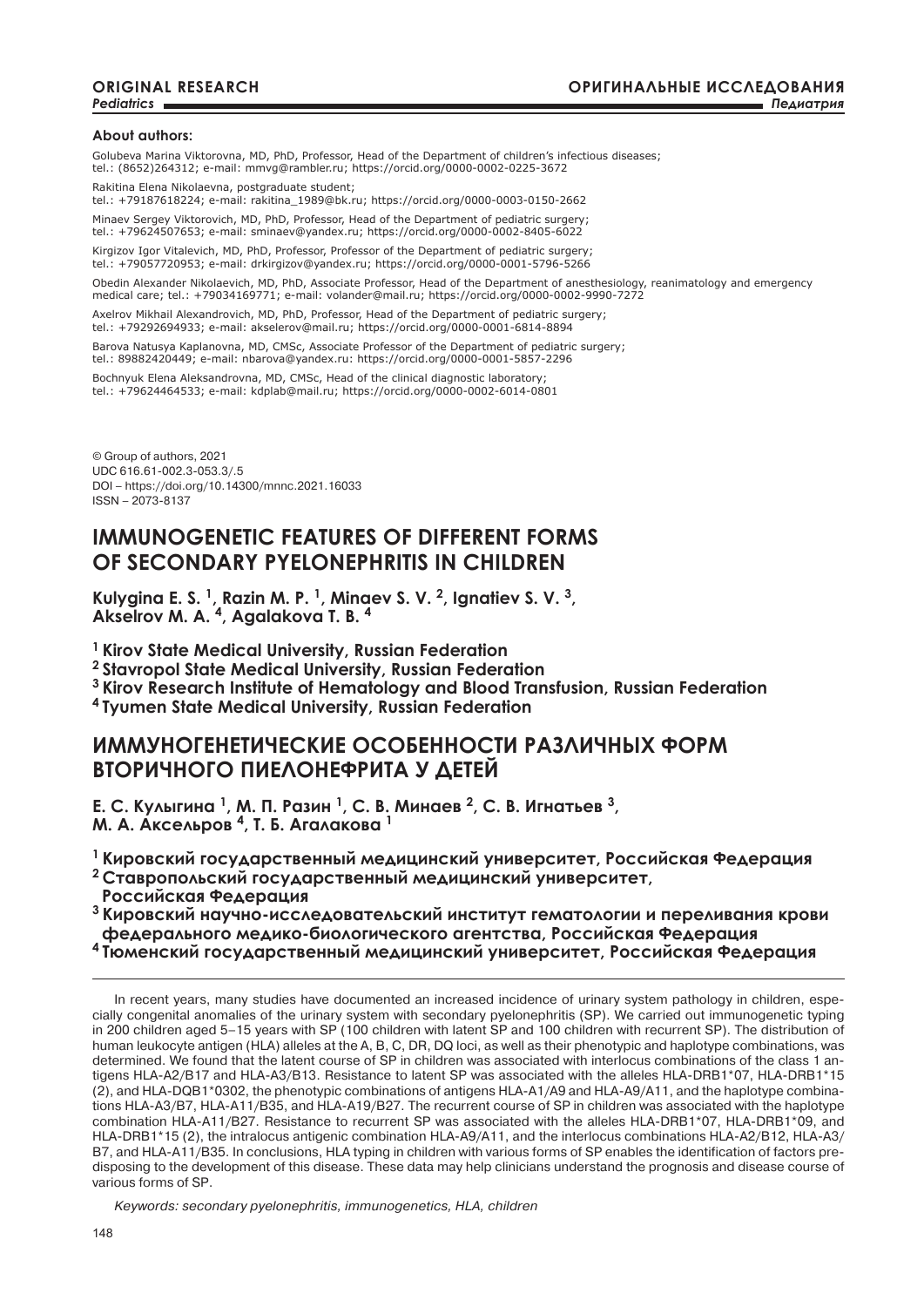**About authors:**

Golubeva Marina Viktorovna, MD, PhD, Professor, Head of the Department of children's infectious diseases; tel.: (8652)264312; e-mail: mmvg@rambler.ru; https://orcid.org/0000-0002-0225-3672

Rakitina Elena Nikolaevna, postgraduate student; tel.: +79187618224; e-mail: rakitina_1989@bk.ru; https://orcid.org/0000-0003-0150-2662

Minaev Sergey Viktorovich, MD, PhD, Professor, Head of the Department of pediatric surgery; tel.: +79624507653; e-mail: sminaev@yandex.ru; https://orcid.org/0000-0002-8405-6022

Kirgizov Igor Vitalevich, MD, PhD, Professor, Professor of the Department of pediatric surgery; tel.: +79057720953; e-mail: drkirgizov@yandex.ru; https://orcid.org/0000-0001-5796-5266

Obedin Alexander Nikolaevich, MD, PhD, Associate Professor, Head of the Department of anesthesiology, reanimatology and emergency medical care; tel.: +79034169771; e-mail: volander@mail.ru; https://orcid.org/0000-0002-9990-7272

Axelrov Mikhail Alexandrovich, MD, PhD, Professor, Head of the Department of pediatric surgery; tel.: +79292694933; e-mail: akselerov@mail.ru; https://orcid.org/0000-0001-6814-8894

Barova Natusya Kaplanovna, MD, CMSc, Associate Professor of the Department of pediatric surgery; tel.: 89882420449; e-mail: nbarova@yandex.ru: https://orcid.org/0000-0001-5857-2296

Bochnyuk Elena Aleksandrovna, MD, CMSc, Head of the clinical diagnostic laboratory; tel.: +79624464533; e-mail: kdplab@mail.ru; https://orcid.org/0000-0002-6014-0801

© Group of authors, 2021
UDC 616.61-002.3-053.3/.5
DOI – https://doi.org/10.14300/mnnc.2021.16033
ISSN – 2073-8137

# IMMUNOGENETIC FEATURES OF DIFFERENT FORMS OF SECONDARY PYELONEPHRITIS IN CHILDREN

**Kulygina E. S. [1], Razin M. P. [1], Minaev S. V. [2], Ignatiev S. V. [3], Akselrov M. A. [4], Agalakova T. B. [4]**

**[1] Kirov State Medical University, Russian Federation**
**[2] Stavropol State Medical University, Russian Federation**
**[3] Kirov Research Institute of Hematology and Blood Transfusion, Russian Federation**
**[4] Tyumen State Medical University, Russian Federation**

# ИММУНОГЕНЕТИЧЕСКИЕ ОСОБЕННОСТИ РАЗЛИЧНЫХ ФОРМ ВТОРИЧНОГО ПИЕЛОНЕФРИТА У ДЕТЕЙ

**Е. С. Кулыгина [1], М. П. Разин [1], С. В. Минаев [2], С. В. Игнатьев [3], М. А. Аксельров [4], Т. Б. Агалакова [1]**

**[1] Кировский государственный медицинский университет, Российская Федерация**
**[2] Ставропольский государственный медицинский университет, Российская Федерация**
**[3] Кировский научно-исследовательский институт гематологии и переливания крови федерального медико-биологического агентства, Российская Федерация**
**[4] Тюменский государственный медицинский университет, Российская Федерация**

In recent years, many studies have documented an increased incidence of urinary system pathology in children, especially congenital anomalies of the urinary system with secondary pyelonephritis (SP). We carried out immunogenetic typing in 200 children aged 5–15 years with SP (100 children with latent SP and 100 children with recurrent SP). The distribution of human leukocyte antigen (HLA) alleles at the A, B, C, DR, DQ loci, as well as their phenotypic and haplotype combinations, was determined. We found that the latent course of SP in children was associated with interlocus combinations of the class 1 antigens HLA-A2/B17 and HLA-A3/B13. Resistance to latent SP was associated with the alleles HLA-DRB1*07, HLA-DRB1*15 (2), and HLA-DQB1*0302, the phenotypic combinations of antigens HLA-A1/A9 and HLA-A9/A11, and the haplotype combinations HLA-A3/B7, HLA-A11/B35, and HLA-A19/B27. The recurrent course of SP in children was associated with the haplotype combination HLA-A11/B27. Resistance to recurrent SP was associated with the alleles HLA-DRB1*07, HLA-DRB1*09, and HLA-DRB1*15 (2), the intralocus antigenic combination HLA-A9/A11, and the interlocus combinations HLA-A2/B12, HLA-A3/B7, and HLA-A11/B35. In conclusions, HLA typing in children with various forms of SP enables the identification of factors predisposing to the development of this disease. These data may help clinicians understand the prognosis and disease course of various forms of SP.

*Keywords: secondary pyelonephritis, immunogenetics, HLA, children*